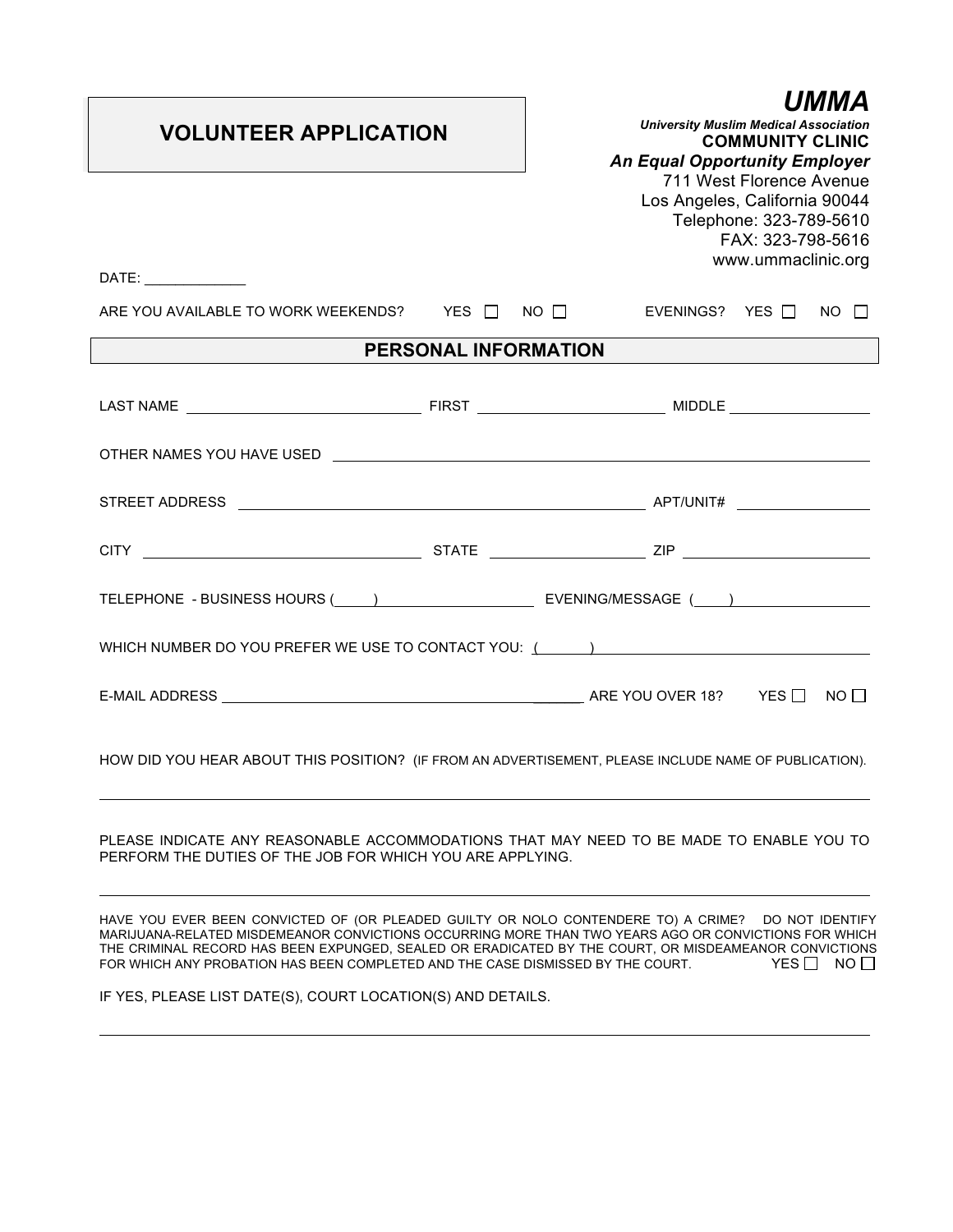# VOLUNTEER APPLICATION

***UMMA***

***University Muslim Medical Association***

**COMMUNITY CLINIC**

***An Equal Opportunity Employer***

711 West Florence Avenue
Los Angeles, California 90044
Telephone: 323-789-5610
FAX: 323-798-5616
www.ummaclinic.org

DATE: _____________

ARE YOU AVAILABLE TO WORK WEEKENDS? YES ☐ NO ☐ EVENINGS? YES ☐ NO ☐

## PERSONAL INFORMATION

LAST NAME ______________________________ FIRST ________________________ MIDDLE __________________

OTHER NAMES YOU HAVE USED ____________________________________________________________________

STREET ADDRESS ____________________________________________________ APT/UNIT# _________________

CITY ___________________________________ STATE ____________________ ZIP ________________________

TELEPHONE - BUSINESS HOURS (_____)____________________ EVENING/MESSAGE (____)_________________

WHICH NUMBER DO YOU PREFER WE USE TO CONTACT YOU: (______)_____________________________________

E-MAIL ADDRESS ________________________________________________ ARE YOU OVER 18? YES ☐ NO ☐

HOW DID YOU HEAR ABOUT THIS POSITION? (IF FROM AN ADVERTISEMENT, PLEASE INCLUDE NAME OF PUBLICATION).

_____________________________________________________________________________________________

PLEASE INDICATE ANY REASONABLE ACCOMMODATIONS THAT MAY NEED TO BE MADE TO ENABLE YOU TO PERFORM THE DUTIES OF THE JOB FOR WHICH YOU ARE APPLYING.

_____________________________________________________________________________________________

HAVE YOU EVER BEEN CONVICTED OF (OR PLEADED GUILTY OR NOLO CONTENDERE TO) A CRIME? DO NOT IDENTIFY MARIJUANA-RELATED MISDEMEANOR CONVICTIONS OCCURRING MORE THAN TWO YEARS AGO OR CONVICTIONS FOR WHICH THE CRIMINAL RECORD HAS BEEN EXPUNGED, SEALED OR ERADICATED BY THE COURT, OR MISDEAMEANOR CONVICTIONS FOR WHICH ANY PROBATION HAS BEEN COMPLETED AND THE CASE DISMISSED BY THE COURT. YES ☐ NO ☐

IF YES, PLEASE LIST DATE(S), COURT LOCATION(S) AND DETAILS.

_____________________________________________________________________________________________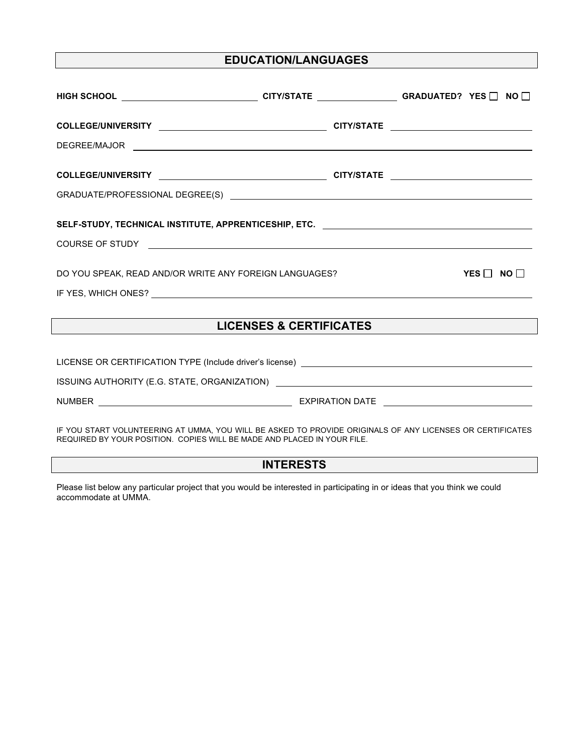## EDUCATION/LANGUAGES

**HIGH SCHOOL** ____________________ **CITY/STATE** ______________ **GRADUATED? YES** ☐ **NO** ☐

**COLLEGE/UNIVERSITY** ____________________ **CITY/STATE** ____________________

DEGREE/MAJOR ________________________________________

**COLLEGE/UNIVERSITY** ____________________ **CITY/STATE** ____________________

GRADUATE/PROFESSIONAL DEGREE(S) ________________________________________

**SELF-STUDY, TECHNICAL INSTITUTE, APPRENTICESHIP, ETC.** ____________________

COURSE OF STUDY ________________________________________

DO YOU SPEAK, READ AND/OR WRITE ANY FOREIGN LANGUAGES? **YES** ☐ **NO** ☐

IF YES, WHICH ONES? ________________________________________

## LICENSES & CERTIFICATES

LICENSE OR CERTIFICATION TYPE (Include driver's license) ____________________

ISSUING AUTHORITY (E.G. STATE, ORGANIZATION) ____________________

NUMBER ____________________ EXPIRATION DATE ____________________

IF YOU START VOLUNTEERING AT UMMA, YOU WILL BE ASKED TO PROVIDE ORIGINALS OF ANY LICENSES OR CERTIFICATES REQUIRED BY YOUR POSITION. COPIES WILL BE MADE AND PLACED IN YOUR FILE.

## INTERESTS

Please list below any particular project that you would be interested in participating in or ideas that you think we could accommodate at UMMA.